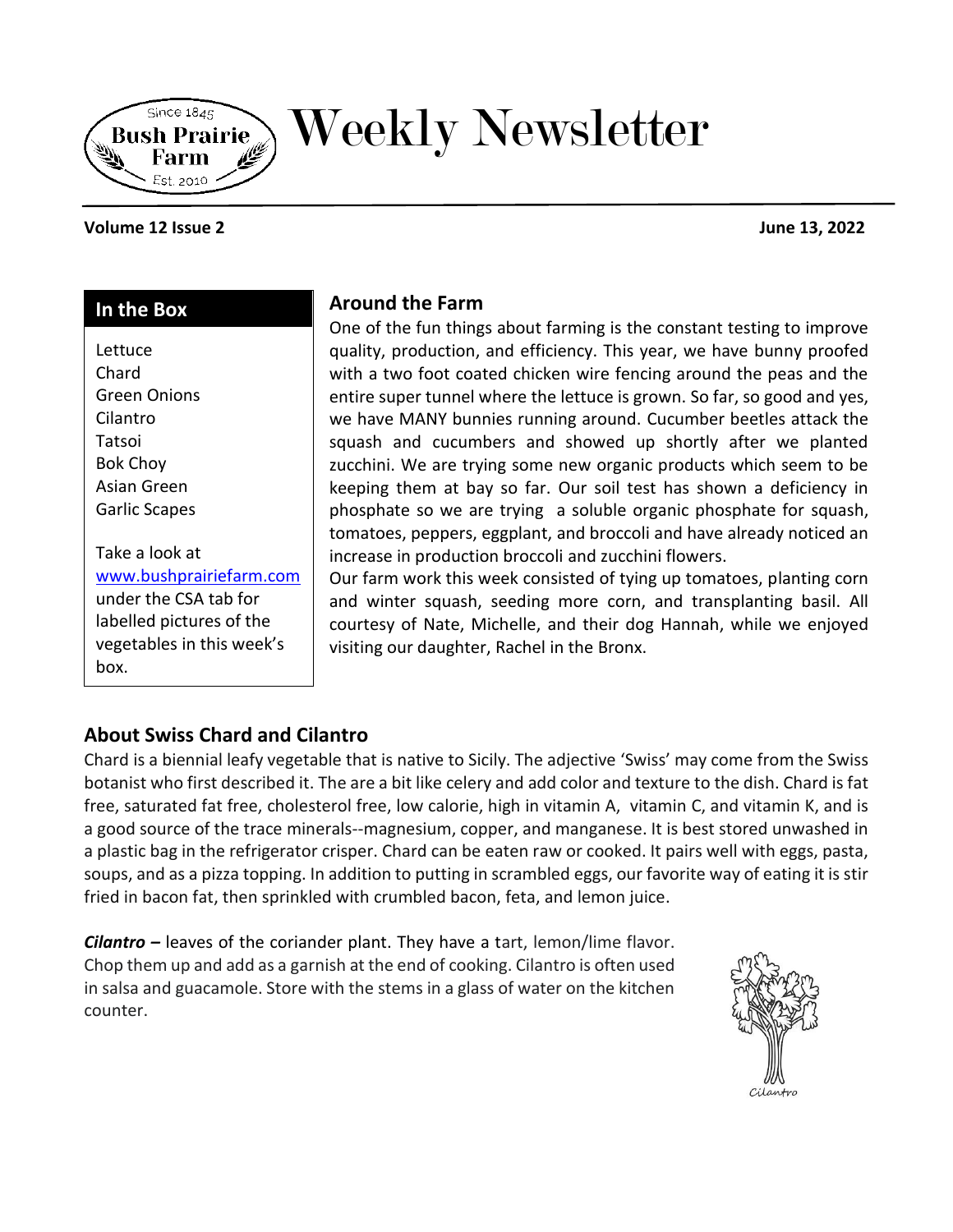# Weekly Newsletter

Since 1845 Bush Prairie Farm Est. 2010

**Volume 12 Issue 2** **June 13, 2022**

## In the Box

Lettuce
Chard
Green Onions
Cilantro
Tatsoi
Bok Choy
Asian Green
Garlic Scapes

Take a look at www.bushprairiefarm.com under the CSA tab for labelled pictures of the vegetables in this week's box.

## Around the Farm

One of the fun things about farming is the constant testing to improve quality, production, and efficiency. This year, we have bunny proofed with a two foot coated chicken wire fencing around the peas and the entire super tunnel where the lettuce is grown. So far, so good and yes, we have MANY bunnies running around. Cucumber beetles attack the squash and cucumbers and showed up shortly after we planted zucchini. We are trying some new organic products which seem to be keeping them at bay so far. Our soil test has shown a deficiency in phosphate so we are trying a soluble organic phosphate for squash, tomatoes, peppers, eggplant, and broccoli and have already noticed an increase in production broccoli and zucchini flowers.

Our farm work this week consisted of tying up tomatoes, planting corn and winter squash, seeding more corn, and transplanting basil. All courtesy of Nate, Michelle, and their dog Hannah, while we enjoyed visiting our daughter, Rachel in the Bronx.

## About Swiss Chard and Cilantro

Chard is a biennial leafy vegetable that is native to Sicily. The adjective 'Swiss' may come from the Swiss botanist who first described it. The are a bit like celery and add color and texture to the dish. Chard is fat free, saturated fat free, cholesterol free, low calorie, high in vitamin A, vitamin C, and vitamin K, and is a good source of the trace minerals--magnesium, copper, and manganese. It is best stored unwashed in a plastic bag in the refrigerator crisper. Chard can be eaten raw or cooked. It pairs well with eggs, pasta, soups, and as a pizza topping. In addition to putting in scrambled eggs, our favorite way of eating it is stir fried in bacon fat, then sprinkled with crumbled bacon, feta, and lemon juice.

***Cilantro* –** leaves of the coriander plant. They have a tart, lemon/lime flavor. Chop them up and add as a garnish at the end of cooking. Cilantro is often used in salsa and guacamole. Store with the stems in a glass of water on the kitchen counter.

Cilantro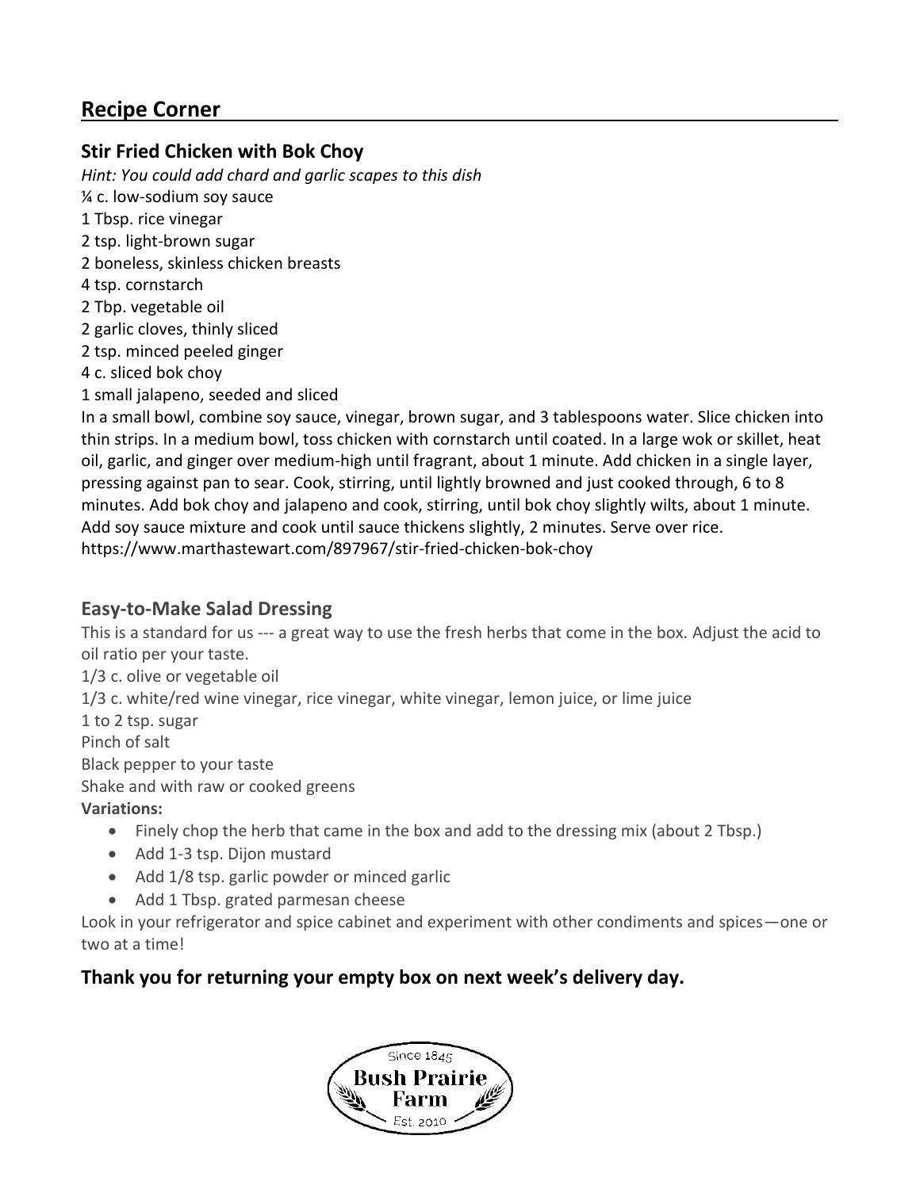## Recipe Corner

### Stir Fried Chicken with Bok Choy

*Hint: You could add chard and garlic scapes to this dish*

¼ c. low-sodium soy sauce
1 Tbsp. rice vinegar
2 tsp. light-brown sugar
2 boneless, skinless chicken breasts
4 tsp. cornstarch
2 Tbp. vegetable oil
2 garlic cloves, thinly sliced
2 tsp. minced peeled ginger
4 c. sliced bok choy
1 small jalapeno, seeded and sliced

In a small bowl, combine soy sauce, vinegar, brown sugar, and 3 tablespoons water. Slice chicken into thin strips. In a medium bowl, toss chicken with cornstarch until coated. In a large wok or skillet, heat oil, garlic, and ginger over medium-high until fragrant, about 1 minute. Add chicken in a single layer, pressing against pan to sear. Cook, stirring, until lightly browned and just cooked through, 6 to 8 minutes. Add bok choy and jalapeno and cook, stirring, until bok choy slightly wilts, about 1 minute. Add soy sauce mixture and cook until sauce thickens slightly, 2 minutes. Serve over rice.
https://www.marthastewart.com/897967/stir-fried-chicken-bok-choy

### Easy-to-Make Salad Dressing

This is a standard for us --- a great way to use the fresh herbs that come in the box. Adjust the acid to oil ratio per your taste.

1/3 c. olive or vegetable oil
1/3 c. white/red wine vinegar, rice vinegar, white vinegar, lemon juice, or lime juice
1 to 2 tsp. sugar
Pinch of salt
Black pepper to your taste
Shake and with raw or cooked greens

**Variations:**

- Finely chop the herb that came in the box and add to the dressing mix (about 2 Tbsp.)
- Add 1-3 tsp. Dijon mustard
- Add 1/8 tsp. garlic powder or minced garlic
- Add 1 Tbsp. grated parmesan cheese

Look in your refrigerator and spice cabinet and experiment with other condiments and spices—one or two at a time!

**Thank you for returning your empty box on next week's delivery day.**

Since 1845
Bush Prairie Farm
Est. 2010